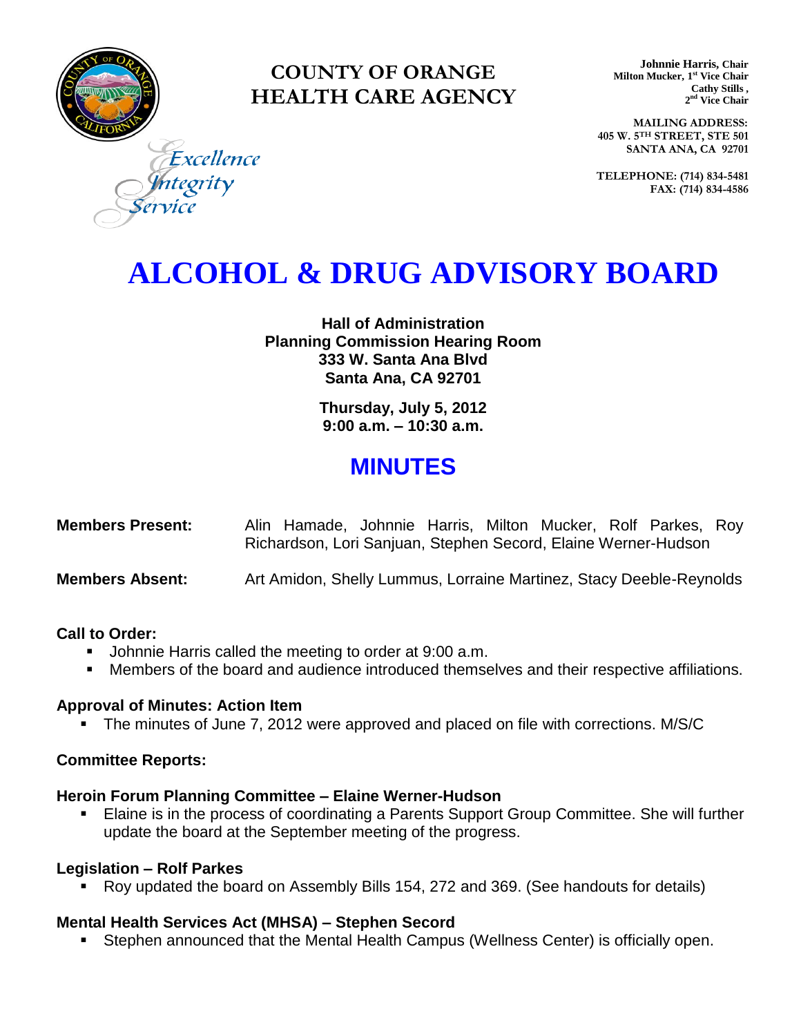# COUNTY OF ORANGE HEALTH CARE AGENCY

*Excellence*
*Integrity*
*Service*

**Johnnie Harris, Chair**
**Milton Mucker, 1st Vice Chair**
**Cathy Stills, 2nd Vice Chair**

**MAILING ADDRESS:**
**405 W. 5TH STREET, STE 501**
**SANTA ANA, CA 92701**

**TELEPHONE: (714) 834-5481**
**FAX: (714) 834-4586**

# ALCOHOL & DRUG ADVISORY BOARD

**Hall of Administration**
**Planning Commission Hearing Room**
**333 W. Santa Ana Blvd**
**Santa Ana, CA 92701**

**Thursday, July 5, 2012**
**9:00 a.m. – 10:30 a.m.**

## MINUTES

**Members Present:** Alin Hamade, Johnnie Harris, Milton Mucker, Rolf Parkes, Roy Richardson, Lori Sanjuan, Stephen Secord, Elaine Werner-Hudson

**Members Absent:** Art Amidon, Shelly Lummus, Lorraine Martinez, Stacy Deeble-Reynolds

### Call to Order:

- Johnnie Harris called the meeting to order at 9:00 a.m.
- Members of the board and audience introduced themselves and their respective affiliations.

### Approval of Minutes: Action Item

- The minutes of June 7, 2012 were approved and placed on file with corrections. M/S/C

### Committee Reports:

### Heroin Forum Planning Committee – Elaine Werner-Hudson

- Elaine is in the process of coordinating a Parents Support Group Committee. She will further update the board at the September meeting of the progress.

### Legislation – Rolf Parkes

- Roy updated the board on Assembly Bills 154, 272 and 369. (See handouts for details)

### Mental Health Services Act (MHSA) – Stephen Secord

- Stephen announced that the Mental Health Campus (Wellness Center) is officially open.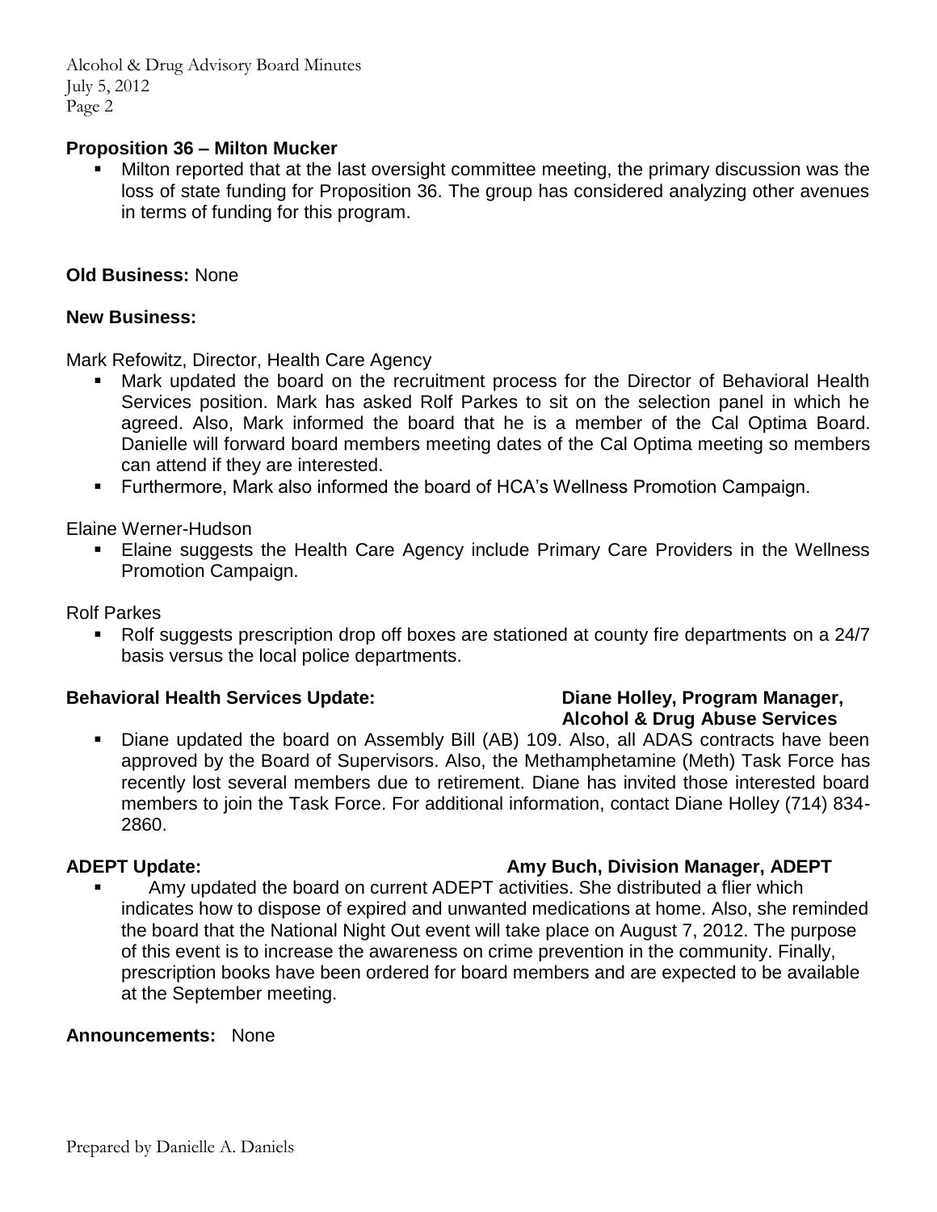**Proposition 36 – Milton Mucker**

- Milton reported that at the last oversight committee meeting, the primary discussion was the loss of state funding for Proposition 36. The group has considered analyzing other avenues in terms of funding for this program.

**Old Business:** None

**New Business:**

Mark Refowitz, Director, Health Care Agency

- Mark updated the board on the recruitment process for the Director of Behavioral Health Services position. Mark has asked Rolf Parkes to sit on the selection panel in which he agreed. Also, Mark informed the board that he is a member of the Cal Optima Board. Danielle will forward board members meeting dates of the Cal Optima meeting so members can attend if they are interested.
- Furthermore, Mark also informed the board of HCA's Wellness Promotion Campaign.

Elaine Werner-Hudson

- Elaine suggests the Health Care Agency include Primary Care Providers in the Wellness Promotion Campaign.

Rolf Parkes

- Rolf suggests prescription drop off boxes are stationed at county fire departments on a 24/7 basis versus the local police departments.

**Behavioral Health Services Update:** **Diane Holley, Program Manager, Alcohol & Drug Abuse Services**

- Diane updated the board on Assembly Bill (AB) 109. Also, all ADAS contracts have been approved by the Board of Supervisors. Also, the Methamphetamine (Meth) Task Force has recently lost several members due to retirement. Diane has invited those interested board members to join the Task Force. For additional information, contact Diane Holley (714) 834-2860.

**ADEPT Update:** **Amy Buch, Division Manager, ADEPT**

- Amy updated the board on current ADEPT activities. She distributed a flier which indicates how to dispose of expired and unwanted medications at home. Also, she reminded the board that the National Night Out event will take place on August 7, 2012. The purpose of this event is to increase the awareness on crime prevention in the community. Finally, prescription books have been ordered for board members and are expected to be available at the September meeting.

**Announcements:** None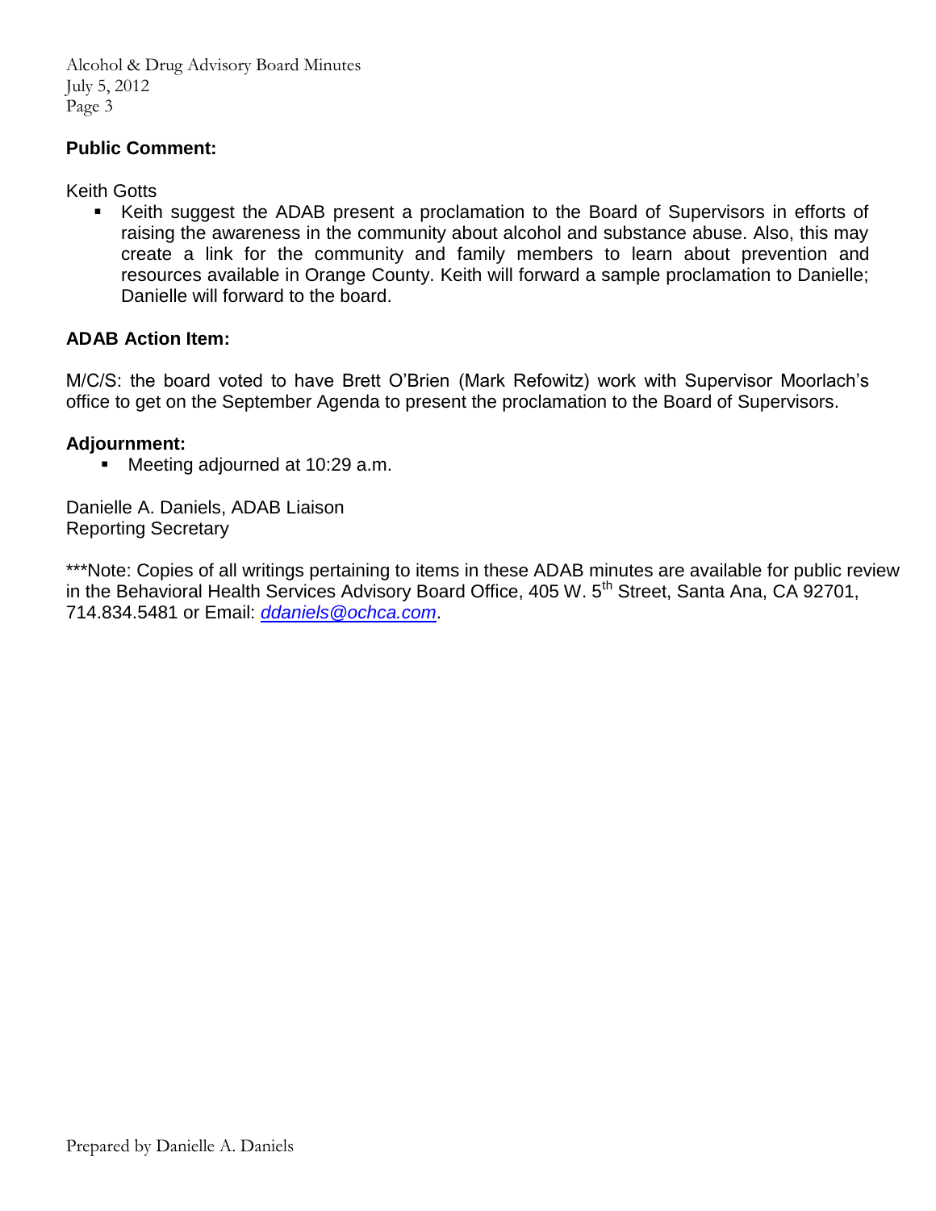**Public Comment:**

Keith Gotts

- Keith suggest the ADAB present a proclamation to the Board of Supervisors in efforts of raising the awareness in the community about alcohol and substance abuse. Also, this may create a link for the community and family members to learn about prevention and resources available in Orange County. Keith will forward a sample proclamation to Danielle; Danielle will forward to the board.

**ADAB Action Item:**

M/C/S: the board voted to have Brett O'Brien (Mark Refowitz) work with Supervisor Moorlach's office to get on the September Agenda to present the proclamation to the Board of Supervisors.

**Adjournment:**

- Meeting adjourned at 10:29 a.m.

Danielle A. Daniels, ADAB Liaison
Reporting Secretary

***Note: Copies of all writings pertaining to items in these ADAB minutes are available for public review in the Behavioral Health Services Advisory Board Office, 405 W. 5th Street, Santa Ana, CA 92701, 714.834.5481 or Email: *ddaniels@ochca.com*.

Prepared by Danielle A. Daniels